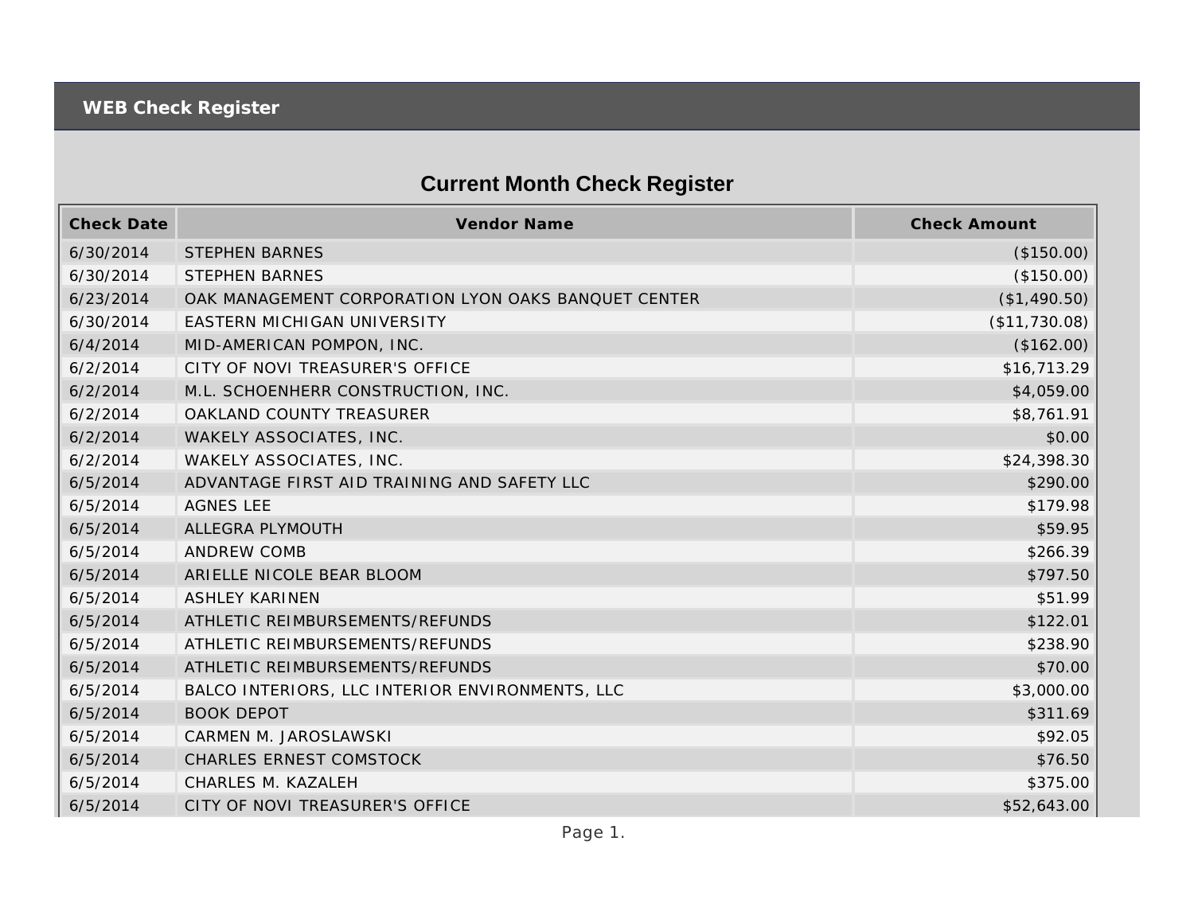# WEB Check Register

## Current Month Check Register

| Check Date | Vendor Name | Check Amount |
|---|---|---|
| 6/30/2014 | STEPHEN BARNES | ($150.00) |
| 6/30/2014 | STEPHEN BARNES | ($150.00) |
| 6/23/2014 | OAK MANAGEMENT CORPORATION LYON OAKS BANQUET CENTER | ($1,490.50) |
| 6/30/2014 | EASTERN MICHIGAN UNIVERSITY | ($11,730.08) |
| 6/4/2014 | MID-AMERICAN POMPON, INC. | ($162.00) |
| 6/2/2014 | CITY OF NOVI TREASURER'S OFFICE | $16,713.29 |
| 6/2/2014 | M.L. SCHOENHERR CONSTRUCTION, INC. | $4,059.00 |
| 6/2/2014 | OAKLAND COUNTY TREASURER | $8,761.91 |
| 6/2/2014 | WAKELY ASSOCIATES, INC. | $0.00 |
| 6/2/2014 | WAKELY ASSOCIATES, INC. | $24,398.30 |
| 6/5/2014 | ADVANTAGE FIRST AID TRAINING AND SAFETY LLC | $290.00 |
| 6/5/2014 | AGNES LEE | $179.98 |
| 6/5/2014 | ALLEGRA PLYMOUTH | $59.95 |
| 6/5/2014 | ANDREW COMB | $266.39 |
| 6/5/2014 | ARIELLE NICOLE BEAR BLOOM | $797.50 |
| 6/5/2014 | ASHLEY KARINEN | $51.99 |
| 6/5/2014 | ATHLETIC REIMBURSEMENTS/REFUNDS | $122.01 |
| 6/5/2014 | ATHLETIC REIMBURSEMENTS/REFUNDS | $238.90 |
| 6/5/2014 | ATHLETIC REIMBURSEMENTS/REFUNDS | $70.00 |
| 6/5/2014 | BALCO INTERIORS, LLC INTERIOR ENVIRONMENTS, LLC | $3,000.00 |
| 6/5/2014 | BOOK DEPOT | $311.69 |
| 6/5/2014 | CARMEN M. JAROSLAWSKI | $92.05 |
| 6/5/2014 | CHARLES ERNEST COMSTOCK | $76.50 |
| 6/5/2014 | CHARLES M. KAZALEH | $375.00 |
| 6/5/2014 | CITY OF NOVI TREASURER'S OFFICE | $52,643.00 |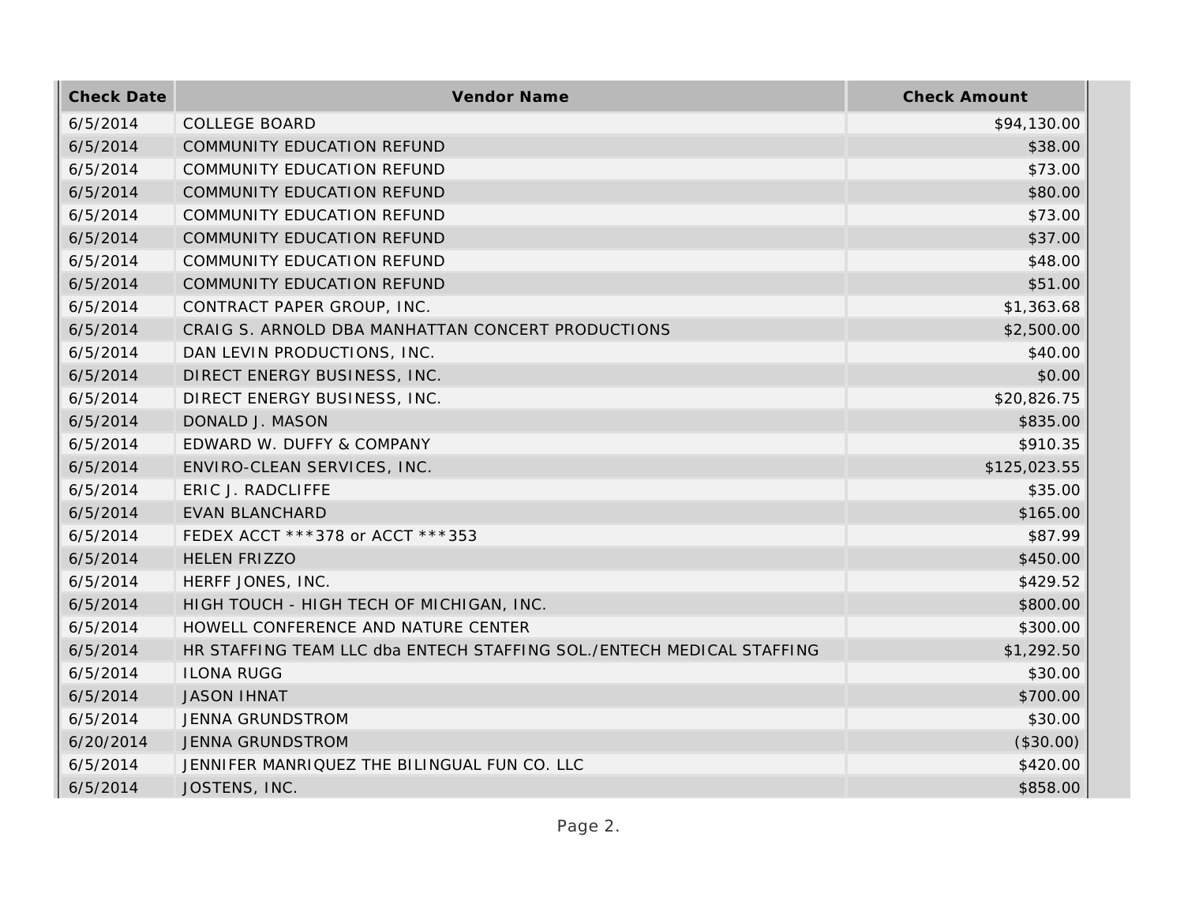| Check Date | Vendor Name | Check Amount |
|---|---|---|
| 6/5/2014 | COLLEGE BOARD | $94,130.00 |
| 6/5/2014 | COMMUNITY EDUCATION REFUND | $38.00 |
| 6/5/2014 | COMMUNITY EDUCATION REFUND | $73.00 |
| 6/5/2014 | COMMUNITY EDUCATION REFUND | $80.00 |
| 6/5/2014 | COMMUNITY EDUCATION REFUND | $73.00 |
| 6/5/2014 | COMMUNITY EDUCATION REFUND | $37.00 |
| 6/5/2014 | COMMUNITY EDUCATION REFUND | $48.00 |
| 6/5/2014 | COMMUNITY EDUCATION REFUND | $51.00 |
| 6/5/2014 | CONTRACT PAPER GROUP, INC. | $1,363.68 |
| 6/5/2014 | CRAIG S. ARNOLD DBA MANHATTAN CONCERT PRODUCTIONS | $2,500.00 |
| 6/5/2014 | DAN LEVIN PRODUCTIONS, INC. | $40.00 |
| 6/5/2014 | DIRECT ENERGY BUSINESS, INC. | $0.00 |
| 6/5/2014 | DIRECT ENERGY BUSINESS, INC. | $20,826.75 |
| 6/5/2014 | DONALD J. MASON | $835.00 |
| 6/5/2014 | EDWARD W. DUFFY & COMPANY | $910.35 |
| 6/5/2014 | ENVIRO-CLEAN SERVICES, INC. | $125,023.55 |
| 6/5/2014 | ERIC J. RADCLIFFE | $35.00 |
| 6/5/2014 | EVAN BLANCHARD | $165.00 |
| 6/5/2014 | FEDEX ACCT ***378 or ACCT ***353 | $87.99 |
| 6/5/2014 | HELEN FRIZZO | $450.00 |
| 6/5/2014 | HERFF JONES, INC. | $429.52 |
| 6/5/2014 | HIGH TOUCH - HIGH TECH OF MICHIGAN, INC. | $800.00 |
| 6/5/2014 | HOWELL CONFERENCE AND NATURE CENTER | $300.00 |
| 6/5/2014 | HR STAFFING TEAM LLC dba ENTECH STAFFING SOL./ENTECH MEDICAL STAFFING | $1,292.50 |
| 6/5/2014 | ILONA RUGG | $30.00 |
| 6/5/2014 | JASON IHNAT | $700.00 |
| 6/5/2014 | JENNA GRUNDSTROM | $30.00 |
| 6/20/2014 | JENNA GRUNDSTROM | ($30.00) |
| 6/5/2014 | JENNIFER MANRIQUEZ THE BILINGUAL FUN CO. LLC | $420.00 |
| 6/5/2014 | JOSTENS, INC. | $858.00 |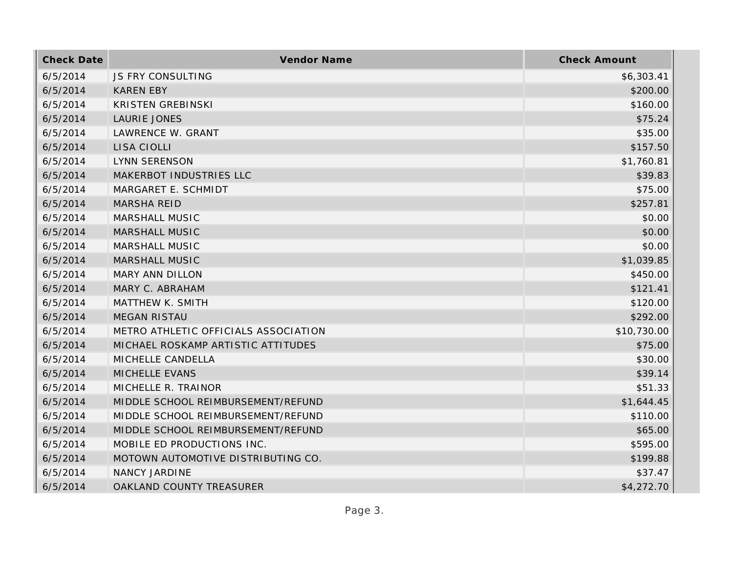| Check Date | Vendor Name | Check Amount |
| --- | --- | --- |
| 6/5/2014 | JS FRY CONSULTING | $6,303.41 |
| 6/5/2014 | KAREN EBY | $200.00 |
| 6/5/2014 | KRISTEN GREBINSKI | $160.00 |
| 6/5/2014 | LAURIE JONES | $75.24 |
| 6/5/2014 | LAWRENCE W. GRANT | $35.00 |
| 6/5/2014 | LISA CIOLLI | $157.50 |
| 6/5/2014 | LYNN SERENSON | $1,760.81 |
| 6/5/2014 | MAKERBOT INDUSTRIES LLC | $39.83 |
| 6/5/2014 | MARGARET E. SCHMIDT | $75.00 |
| 6/5/2014 | MARSHA REID | $257.81 |
| 6/5/2014 | MARSHALL MUSIC | $0.00 |
| 6/5/2014 | MARSHALL MUSIC | $0.00 |
| 6/5/2014 | MARSHALL MUSIC | $0.00 |
| 6/5/2014 | MARSHALL MUSIC | $1,039.85 |
| 6/5/2014 | MARY ANN DILLON | $450.00 |
| 6/5/2014 | MARY C. ABRAHAM | $121.41 |
| 6/5/2014 | MATTHEW K. SMITH | $120.00 |
| 6/5/2014 | MEGAN RISTAU | $292.00 |
| 6/5/2014 | METRO ATHLETIC OFFICIALS ASSOCIATION | $10,730.00 |
| 6/5/2014 | MICHAEL ROSKAMP ARTISTIC ATTITUDES | $75.00 |
| 6/5/2014 | MICHELLE CANDELLA | $30.00 |
| 6/5/2014 | MICHELLE EVANS | $39.14 |
| 6/5/2014 | MICHELLE R. TRAINOR | $51.33 |
| 6/5/2014 | MIDDLE SCHOOL REIMBURSEMENT/REFUND | $1,644.45 |
| 6/5/2014 | MIDDLE SCHOOL REIMBURSEMENT/REFUND | $110.00 |
| 6/5/2014 | MIDDLE SCHOOL REIMBURSEMENT/REFUND | $65.00 |
| 6/5/2014 | MOBILE ED PRODUCTIONS INC. | $595.00 |
| 6/5/2014 | MOTOWN AUTOMOTIVE DISTRIBUTING CO. | $199.88 |
| 6/5/2014 | NANCY JARDINE | $37.47 |
| 6/5/2014 | OAKLAND COUNTY TREASURER | $4,272.70 |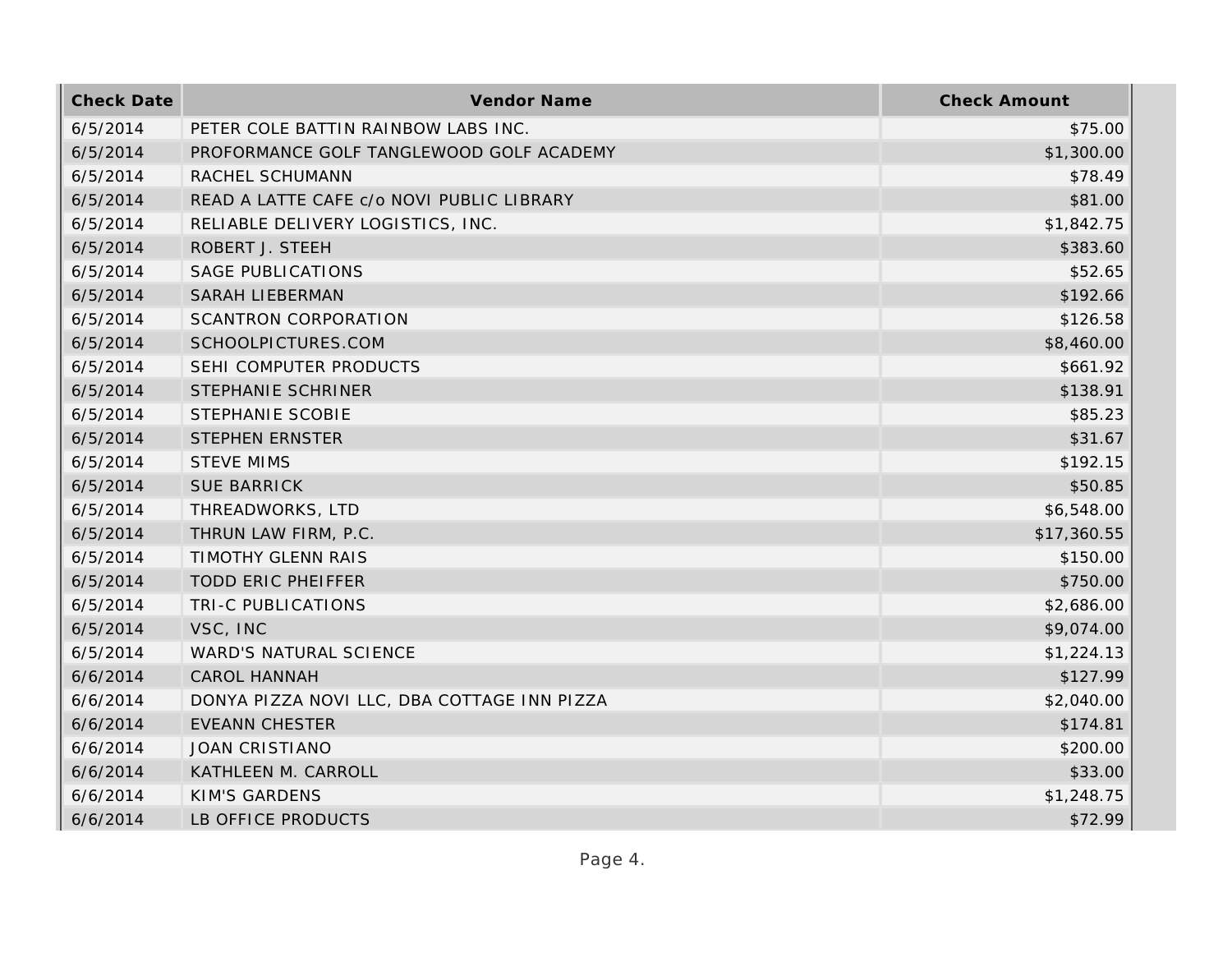| Check Date | Vendor Name | Check Amount |
| --- | --- | --- |
| 6/5/2014 | PETER COLE BATTIN RAINBOW LABS INC. | $75.00 |
| 6/5/2014 | PROFORMANCE GOLF TANGLEWOOD GOLF ACADEMY | $1,300.00 |
| 6/5/2014 | RACHEL SCHUMANN | $78.49 |
| 6/5/2014 | READ A LATTE CAFE c/o NOVI PUBLIC LIBRARY | $81.00 |
| 6/5/2014 | RELIABLE DELIVERY LOGISTICS, INC. | $1,842.75 |
| 6/5/2014 | ROBERT J. STEEH | $383.60 |
| 6/5/2014 | SAGE PUBLICATIONS | $52.65 |
| 6/5/2014 | SARAH LIEBERMAN | $192.66 |
| 6/5/2014 | SCANTRON CORPORATION | $126.58 |
| 6/5/2014 | SCHOOLPICTURES.COM | $8,460.00 |
| 6/5/2014 | SEHI COMPUTER PRODUCTS | $661.92 |
| 6/5/2014 | STEPHANIE SCHRINER | $138.91 |
| 6/5/2014 | STEPHANIE SCOBIE | $85.23 |
| 6/5/2014 | STEPHEN ERNSTER | $31.67 |
| 6/5/2014 | STEVE MIMS | $192.15 |
| 6/5/2014 | SUE BARRICK | $50.85 |
| 6/5/2014 | THREADWORKS, LTD | $6,548.00 |
| 6/5/2014 | THRUN LAW FIRM, P.C. | $17,360.55 |
| 6/5/2014 | TIMOTHY GLENN RAIS | $150.00 |
| 6/5/2014 | TODD ERIC PHEIFFER | $750.00 |
| 6/5/2014 | TRI-C PUBLICATIONS | $2,686.00 |
| 6/5/2014 | VSC, INC | $9,074.00 |
| 6/5/2014 | WARD'S NATURAL SCIENCE | $1,224.13 |
| 6/6/2014 | CAROL HANNAH | $127.99 |
| 6/6/2014 | DONYA PIZZA NOVI LLC, DBA COTTAGE INN PIZZA | $2,040.00 |
| 6/6/2014 | EVEANN CHESTER | $174.81 |
| 6/6/2014 | JOAN CRISTIANO | $200.00 |
| 6/6/2014 | KATHLEEN M. CARROLL | $33.00 |
| 6/6/2014 | KIM'S GARDENS | $1,248.75 |
| 6/6/2014 | LB OFFICE PRODUCTS | $72.99 |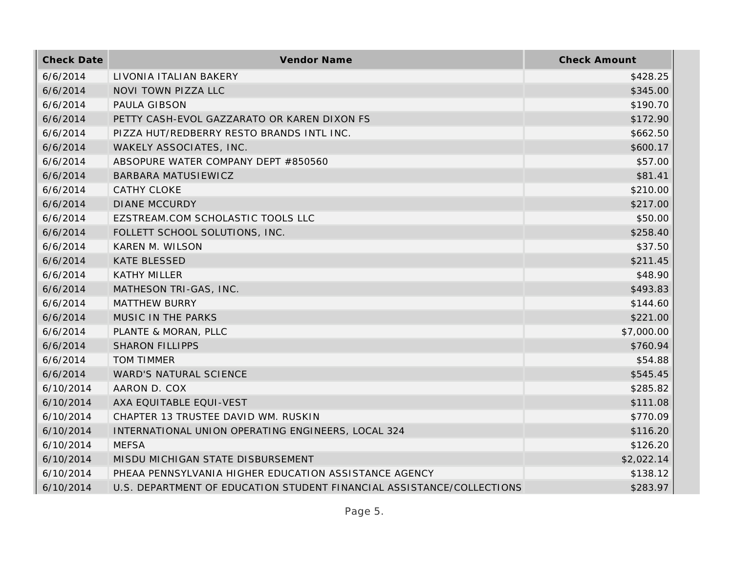| Check Date | Vendor Name | Check Amount |
|---|---|---|
| 6/6/2014 | LIVONIA ITALIAN BAKERY | $428.25 |
| 6/6/2014 | NOVI TOWN PIZZA LLC | $345.00 |
| 6/6/2014 | PAULA GIBSON | $190.70 |
| 6/6/2014 | PETTY CASH-EVOL GAZZARATO OR KAREN DIXON FS | $172.90 |
| 6/6/2014 | PIZZA HUT/REDBERRY RESTO BRANDS INTL INC. | $662.50 |
| 6/6/2014 | WAKELY ASSOCIATES, INC. | $600.17 |
| 6/6/2014 | ABSOPURE WATER COMPANY DEPT #850560 | $57.00 |
| 6/6/2014 | BARBARA MATUSIEWICZ | $81.41 |
| 6/6/2014 | CATHY CLOKE | $210.00 |
| 6/6/2014 | DIANE MCCURDY | $217.00 |
| 6/6/2014 | EZSTREAM.COM SCHOLASTIC TOOLS LLC | $50.00 |
| 6/6/2014 | FOLLETT SCHOOL SOLUTIONS, INC. | $258.40 |
| 6/6/2014 | KAREN M. WILSON | $37.50 |
| 6/6/2014 | KATE BLESSED | $211.45 |
| 6/6/2014 | KATHY MILLER | $48.90 |
| 6/6/2014 | MATHESON TRI-GAS, INC. | $493.83 |
| 6/6/2014 | MATTHEW BURRY | $144.60 |
| 6/6/2014 | MUSIC IN THE PARKS | $221.00 |
| 6/6/2014 | PLANTE & MORAN, PLLC | $7,000.00 |
| 6/6/2014 | SHARON FILLIPPS | $760.94 |
| 6/6/2014 | TOM TIMMER | $54.88 |
| 6/6/2014 | WARD'S NATURAL SCIENCE | $545.45 |
| 6/10/2014 | AARON D. COX | $285.82 |
| 6/10/2014 | AXA EQUITABLE EQUI-VEST | $111.08 |
| 6/10/2014 | CHAPTER 13 TRUSTEE DAVID WM. RUSKIN | $770.09 |
| 6/10/2014 | INTERNATIONAL UNION OPERATING ENGINEERS, LOCAL 324 | $116.20 |
| 6/10/2014 | MEFSA | $126.20 |
| 6/10/2014 | MISDU MICHIGAN STATE DISBURSEMENT | $2,022.14 |
| 6/10/2014 | PHEAA PENNSYLVANIA HIGHER EDUCATION ASSISTANCE AGENCY | $138.12 |
| 6/10/2014 | U.S. DEPARTMENT OF EDUCATION STUDENT FINANCIAL ASSISTANCE/COLLECTIONS | $283.97 |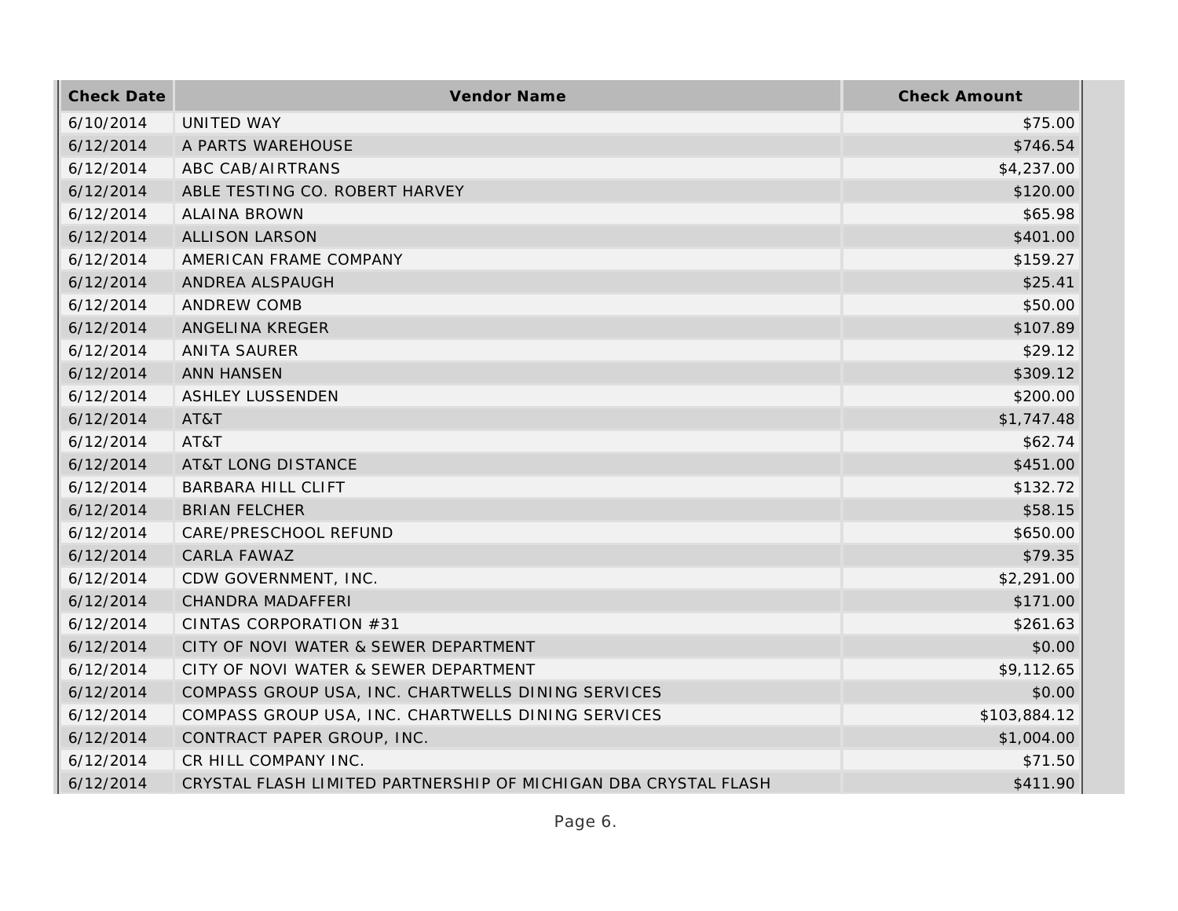| Check Date | Vendor Name | Check Amount |
| --- | --- | --- |
| 6/10/2014 | UNITED WAY | $75.00 |
| 6/12/2014 | A PARTS WAREHOUSE | $746.54 |
| 6/12/2014 | ABC CAB/AIRTRANS | $4,237.00 |
| 6/12/2014 | ABLE TESTING CO. ROBERT HARVEY | $120.00 |
| 6/12/2014 | ALAINA BROWN | $65.98 |
| 6/12/2014 | ALLISON LARSON | $401.00 |
| 6/12/2014 | AMERICAN FRAME COMPANY | $159.27 |
| 6/12/2014 | ANDREA ALSPAUGH | $25.41 |
| 6/12/2014 | ANDREW COMB | $50.00 |
| 6/12/2014 | ANGELINA KREGER | $107.89 |
| 6/12/2014 | ANITA SAURER | $29.12 |
| 6/12/2014 | ANN HANSEN | $309.12 |
| 6/12/2014 | ASHLEY LUSSENDEN | $200.00 |
| 6/12/2014 | AT&T | $1,747.48 |
| 6/12/2014 | AT&T | $62.74 |
| 6/12/2014 | AT&T LONG DISTANCE | $451.00 |
| 6/12/2014 | BARBARA HILL CLIFT | $132.72 |
| 6/12/2014 | BRIAN FELCHER | $58.15 |
| 6/12/2014 | CARE/PRESCHOOL REFUND | $650.00 |
| 6/12/2014 | CARLA FAWAZ | $79.35 |
| 6/12/2014 | CDW GOVERNMENT, INC. | $2,291.00 |
| 6/12/2014 | CHANDRA MADAFFERI | $171.00 |
| 6/12/2014 | CINTAS CORPORATION #31 | $261.63 |
| 6/12/2014 | CITY OF NOVI WATER & SEWER DEPARTMENT | $0.00 |
| 6/12/2014 | CITY OF NOVI WATER & SEWER DEPARTMENT | $9,112.65 |
| 6/12/2014 | COMPASS GROUP USA, INC. CHARTWELLS DINING SERVICES | $0.00 |
| 6/12/2014 | COMPASS GROUP USA, INC. CHARTWELLS DINING SERVICES | $103,884.12 |
| 6/12/2014 | CONTRACT PAPER GROUP, INC. | $1,004.00 |
| 6/12/2014 | CR HILL COMPANY INC. | $71.50 |
| 6/12/2014 | CRYSTAL FLASH LIMITED PARTNERSHIP OF MICHIGAN DBA CRYSTAL FLASH | $411.90 |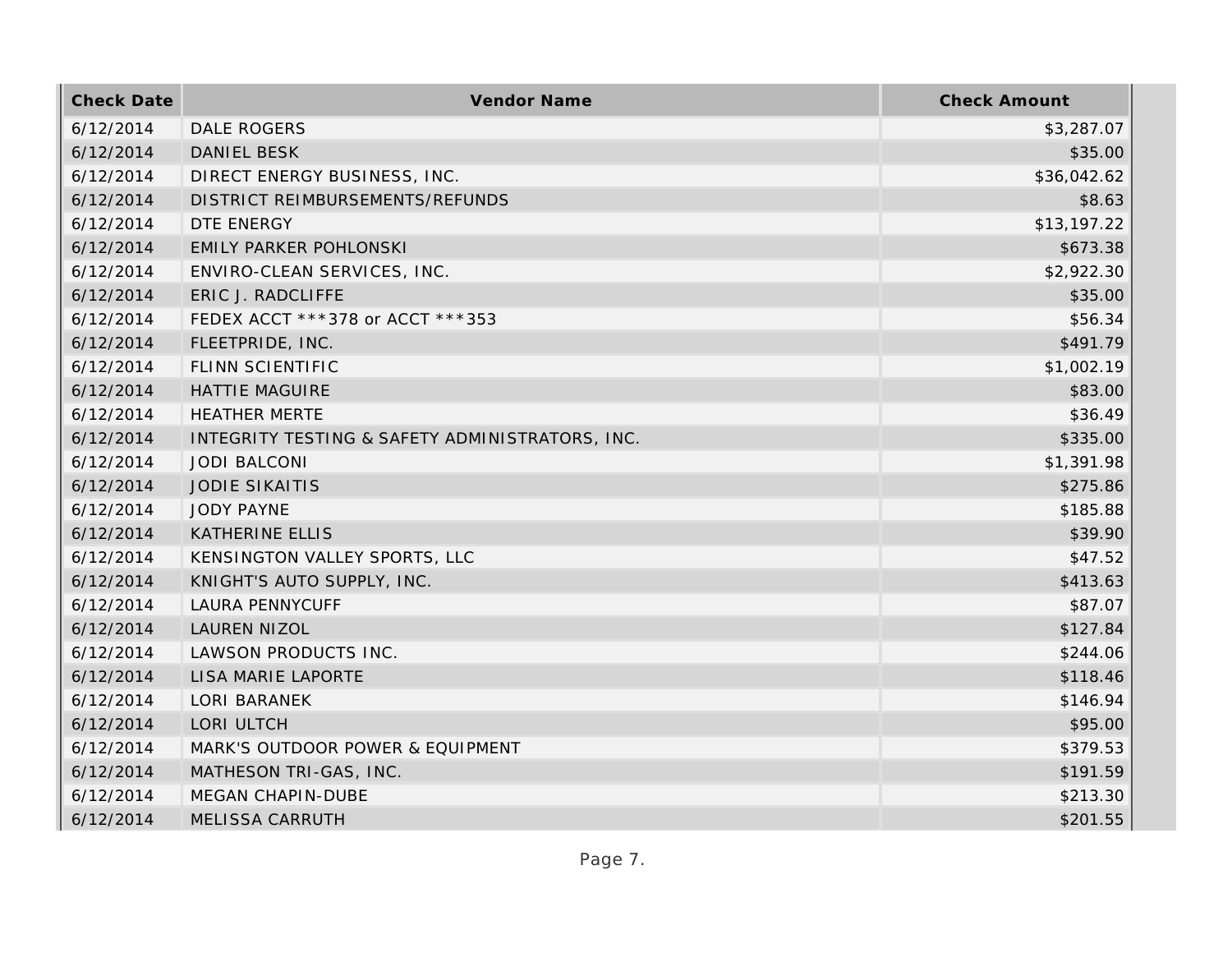| Check Date | Vendor Name | Check Amount |
| --- | --- | --- |
| 6/12/2014 | DALE ROGERS | $3,287.07 |
| 6/12/2014 | DANIEL BESK | $35.00 |
| 6/12/2014 | DIRECT ENERGY BUSINESS, INC. | $36,042.62 |
| 6/12/2014 | DISTRICT REIMBURSEMENTS/REFUNDS | $8.63 |
| 6/12/2014 | DTE ENERGY | $13,197.22 |
| 6/12/2014 | EMILY PARKER POHLONSKI | $673.38 |
| 6/12/2014 | ENVIRO-CLEAN SERVICES, INC. | $2,922.30 |
| 6/12/2014 | ERIC J. RADCLIFFE | $35.00 |
| 6/12/2014 | FEDEX ACCT ***378 or ACCT ***353 | $56.34 |
| 6/12/2014 | FLEETPRIDE, INC. | $491.79 |
| 6/12/2014 | FLINN SCIENTIFIC | $1,002.19 |
| 6/12/2014 | HATTIE MAGUIRE | $83.00 |
| 6/12/2014 | HEATHER MERTE | $36.49 |
| 6/12/2014 | INTEGRITY TESTING & SAFETY ADMINISTRATORS, INC. | $335.00 |
| 6/12/2014 | JODI BALCONI | $1,391.98 |
| 6/12/2014 | JODIE SIKAITIS | $275.86 |
| 6/12/2014 | JODY PAYNE | $185.88 |
| 6/12/2014 | KATHERINE ELLIS | $39.90 |
| 6/12/2014 | KENSINGTON VALLEY SPORTS, LLC | $47.52 |
| 6/12/2014 | KNIGHT'S AUTO SUPPLY, INC. | $413.63 |
| 6/12/2014 | LAURA PENNYCUFF | $87.07 |
| 6/12/2014 | LAUREN NIZOL | $127.84 |
| 6/12/2014 | LAWSON PRODUCTS INC. | $244.06 |
| 6/12/2014 | LISA MARIE LAPORTE | $118.46 |
| 6/12/2014 | LORI BARANEK | $146.94 |
| 6/12/2014 | LORI ULTCH | $95.00 |
| 6/12/2014 | MARK'S OUTDOOR POWER & EQUIPMENT | $379.53 |
| 6/12/2014 | MATHESON TRI-GAS, INC. | $191.59 |
| 6/12/2014 | MEGAN CHAPIN-DUBE | $213.30 |
| 6/12/2014 | MELISSA CARRUTH | $201.55 |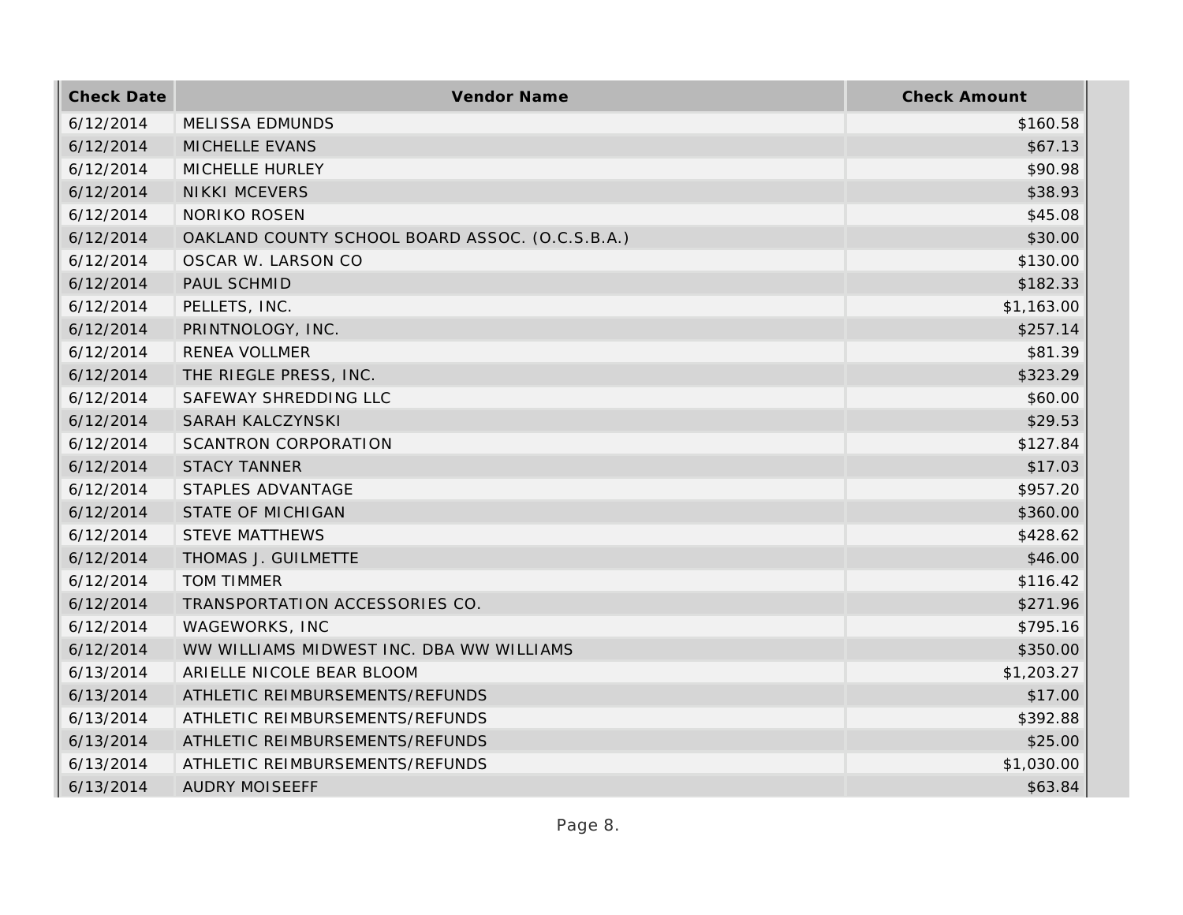| Check Date | Vendor Name | Check Amount |
| --- | --- | --- |
| 6/12/2014 | MELISSA EDMUNDS | $160.58 |
| 6/12/2014 | MICHELLE EVANS | $67.13 |
| 6/12/2014 | MICHELLE HURLEY | $90.98 |
| 6/12/2014 | NIKKI MCEVERS | $38.93 |
| 6/12/2014 | NORIKO ROSEN | $45.08 |
| 6/12/2014 | OAKLAND COUNTY SCHOOL BOARD ASSOC. (O.C.S.B.A.) | $30.00 |
| 6/12/2014 | OSCAR W. LARSON CO | $130.00 |
| 6/12/2014 | PAUL SCHMID | $182.33 |
| 6/12/2014 | PELLETS, INC. | $1,163.00 |
| 6/12/2014 | PRINTNOLOGY, INC. | $257.14 |
| 6/12/2014 | RENEA VOLLMER | $81.39 |
| 6/12/2014 | THE RIEGLE PRESS, INC. | $323.29 |
| 6/12/2014 | SAFEWAY SHREDDING LLC | $60.00 |
| 6/12/2014 | SARAH KALCZYNSKI | $29.53 |
| 6/12/2014 | SCANTRON CORPORATION | $127.84 |
| 6/12/2014 | STACY TANNER | $17.03 |
| 6/12/2014 | STAPLES ADVANTAGE | $957.20 |
| 6/12/2014 | STATE OF MICHIGAN | $360.00 |
| 6/12/2014 | STEVE MATTHEWS | $428.62 |
| 6/12/2014 | THOMAS J. GUILMETTE | $46.00 |
| 6/12/2014 | TOM TIMMER | $116.42 |
| 6/12/2014 | TRANSPORTATION ACCESSORIES CO. | $271.96 |
| 6/12/2014 | WAGEWORKS, INC | $795.16 |
| 6/12/2014 | WW WILLIAMS MIDWEST INC. DBA WW WILLIAMS | $350.00 |
| 6/13/2014 | ARIELLE NICOLE BEAR BLOOM | $1,203.27 |
| 6/13/2014 | ATHLETIC REIMBURSEMENTS/REFUNDS | $17.00 |
| 6/13/2014 | ATHLETIC REIMBURSEMENTS/REFUNDS | $392.88 |
| 6/13/2014 | ATHLETIC REIMBURSEMENTS/REFUNDS | $25.00 |
| 6/13/2014 | ATHLETIC REIMBURSEMENTS/REFUNDS | $1,030.00 |
| 6/13/2014 | AUDRY MOISEEFF | $63.84 |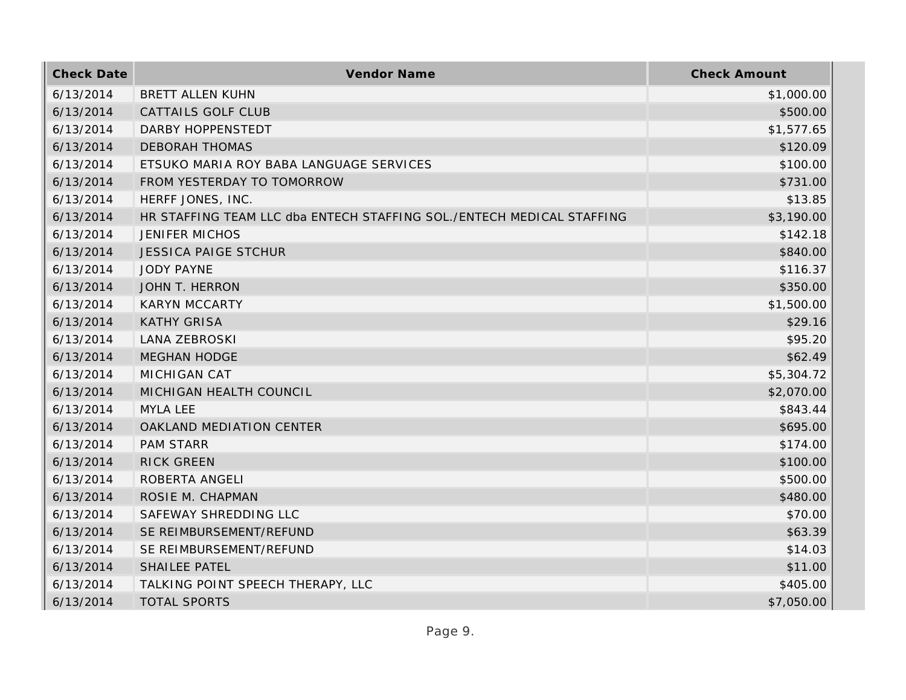| Check Date | Vendor Name | Check Amount |
| --- | --- | --- |
| 6/13/2014 | BRETT ALLEN KUHN | $1,000.00 |
| 6/13/2014 | CATTAILS GOLF CLUB | $500.00 |
| 6/13/2014 | DARBY HOPPENSTEDT | $1,577.65 |
| 6/13/2014 | DEBORAH THOMAS | $120.09 |
| 6/13/2014 | ETSUKO MARIA ROY BABA LANGUAGE SERVICES | $100.00 |
| 6/13/2014 | FROM YESTERDAY TO TOMORROW | $731.00 |
| 6/13/2014 | HERFF JONES, INC. | $13.85 |
| 6/13/2014 | HR STAFFING TEAM LLC dba ENTECH STAFFING SOL./ENTECH MEDICAL STAFFING | $3,190.00 |
| 6/13/2014 | JENIFER MICHOS | $142.18 |
| 6/13/2014 | JESSICA PAIGE STCHUR | $840.00 |
| 6/13/2014 | JODY PAYNE | $116.37 |
| 6/13/2014 | JOHN T. HERRON | $350.00 |
| 6/13/2014 | KARYN MCCARTY | $1,500.00 |
| 6/13/2014 | KATHY GRISA | $29.16 |
| 6/13/2014 | LANA ZEBROSKI | $95.20 |
| 6/13/2014 | MEGHAN HODGE | $62.49 |
| 6/13/2014 | MICHIGAN CAT | $5,304.72 |
| 6/13/2014 | MICHIGAN HEALTH COUNCIL | $2,070.00 |
| 6/13/2014 | MYLA LEE | $843.44 |
| 6/13/2014 | OAKLAND MEDIATION CENTER | $695.00 |
| 6/13/2014 | PAM STARR | $174.00 |
| 6/13/2014 | RICK GREEN | $100.00 |
| 6/13/2014 | ROBERTA ANGELI | $500.00 |
| 6/13/2014 | ROSIE M. CHAPMAN | $480.00 |
| 6/13/2014 | SAFEWAY SHREDDING LLC | $70.00 |
| 6/13/2014 | SE REIMBURSEMENT/REFUND | $63.39 |
| 6/13/2014 | SE REIMBURSEMENT/REFUND | $14.03 |
| 6/13/2014 | SHAILEE PATEL | $11.00 |
| 6/13/2014 | TALKING POINT SPEECH THERAPY, LLC | $405.00 |
| 6/13/2014 | TOTAL SPORTS | $7,050.00 |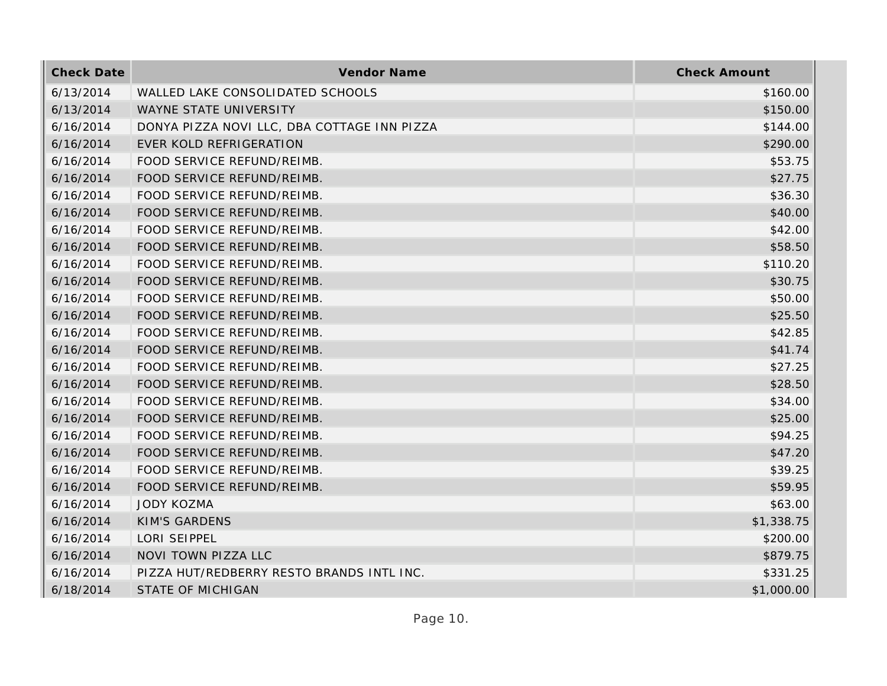| Check Date | Vendor Name | Check Amount |
| --- | --- | --- |
| 6/13/2014 | WALLED LAKE CONSOLIDATED SCHOOLS | $160.00 |
| 6/13/2014 | WAYNE STATE UNIVERSITY | $150.00 |
| 6/16/2014 | DONYA PIZZA NOVI LLC, DBA COTTAGE INN PIZZA | $144.00 |
| 6/16/2014 | EVER KOLD REFRIGERATION | $290.00 |
| 6/16/2014 | FOOD SERVICE REFUND/REIMB. | $53.75 |
| 6/16/2014 | FOOD SERVICE REFUND/REIMB. | $27.75 |
| 6/16/2014 | FOOD SERVICE REFUND/REIMB. | $36.30 |
| 6/16/2014 | FOOD SERVICE REFUND/REIMB. | $40.00 |
| 6/16/2014 | FOOD SERVICE REFUND/REIMB. | $42.00 |
| 6/16/2014 | FOOD SERVICE REFUND/REIMB. | $58.50 |
| 6/16/2014 | FOOD SERVICE REFUND/REIMB. | $110.20 |
| 6/16/2014 | FOOD SERVICE REFUND/REIMB. | $30.75 |
| 6/16/2014 | FOOD SERVICE REFUND/REIMB. | $50.00 |
| 6/16/2014 | FOOD SERVICE REFUND/REIMB. | $25.50 |
| 6/16/2014 | FOOD SERVICE REFUND/REIMB. | $42.85 |
| 6/16/2014 | FOOD SERVICE REFUND/REIMB. | $41.74 |
| 6/16/2014 | FOOD SERVICE REFUND/REIMB. | $27.25 |
| 6/16/2014 | FOOD SERVICE REFUND/REIMB. | $28.50 |
| 6/16/2014 | FOOD SERVICE REFUND/REIMB. | $34.00 |
| 6/16/2014 | FOOD SERVICE REFUND/REIMB. | $25.00 |
| 6/16/2014 | FOOD SERVICE REFUND/REIMB. | $94.25 |
| 6/16/2014 | FOOD SERVICE REFUND/REIMB. | $47.20 |
| 6/16/2014 | FOOD SERVICE REFUND/REIMB. | $39.25 |
| 6/16/2014 | FOOD SERVICE REFUND/REIMB. | $59.95 |
| 6/16/2014 | JODY KOZMA | $63.00 |
| 6/16/2014 | KIM'S GARDENS | $1,338.75 |
| 6/16/2014 | LORI SEIPPEL | $200.00 |
| 6/16/2014 | NOVI TOWN PIZZA LLC | $879.75 |
| 6/16/2014 | PIZZA HUT/REDBERRY RESTO BRANDS INTL INC. | $331.25 |
| 6/18/2014 | STATE OF MICHIGAN | $1,000.00 |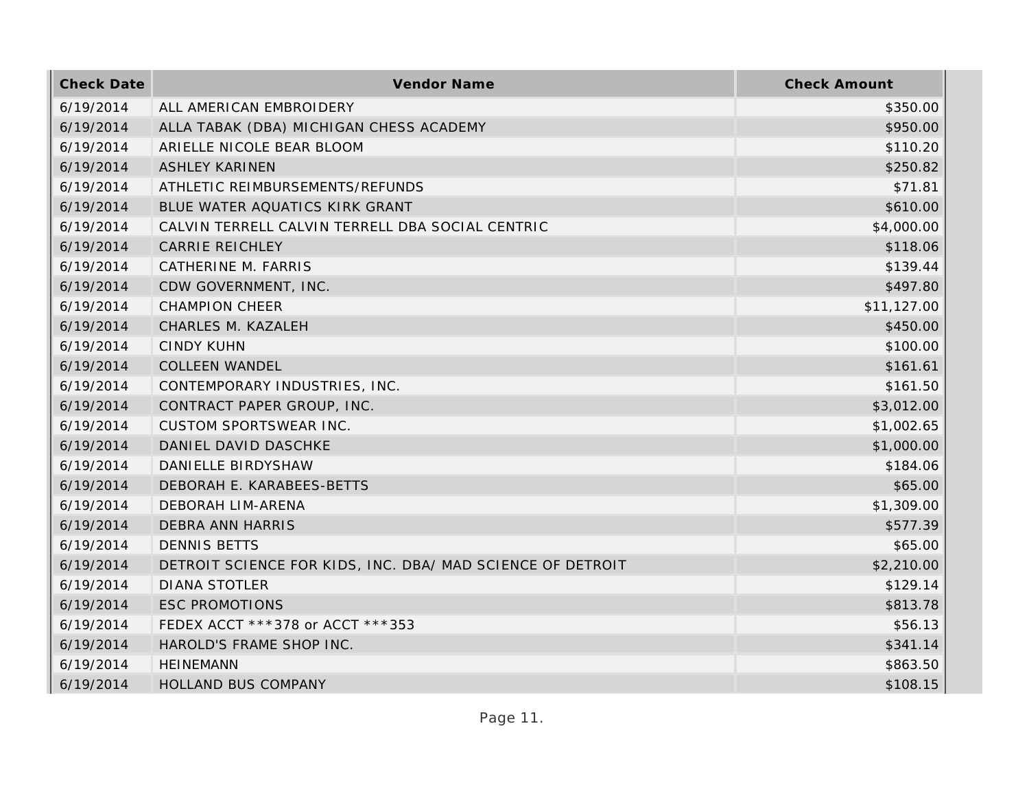| Check Date | Vendor Name | Check Amount |
|---|---|---|
| 6/19/2014 | ALL AMERICAN EMBROIDERY | $350.00 |
| 6/19/2014 | ALLA TABAK (DBA) MICHIGAN CHESS ACADEMY | $950.00 |
| 6/19/2014 | ARIELLE NICOLE BEAR BLOOM | $110.20 |
| 6/19/2014 | ASHLEY KARINEN | $250.82 |
| 6/19/2014 | ATHLETIC REIMBURSEMENTS/REFUNDS | $71.81 |
| 6/19/2014 | BLUE WATER AQUATICS KIRK GRANT | $610.00 |
| 6/19/2014 | CALVIN TERRELL CALVIN TERRELL DBA SOCIAL CENTRIC | $4,000.00 |
| 6/19/2014 | CARRIE REICHLEY | $118.06 |
| 6/19/2014 | CATHERINE M. FARRIS | $139.44 |
| 6/19/2014 | CDW GOVERNMENT, INC. | $497.80 |
| 6/19/2014 | CHAMPION CHEER | $11,127.00 |
| 6/19/2014 | CHARLES M. KAZALEH | $450.00 |
| 6/19/2014 | CINDY KUHN | $100.00 |
| 6/19/2014 | COLLEEN WANDEL | $161.61 |
| 6/19/2014 | CONTEMPORARY INDUSTRIES, INC. | $161.50 |
| 6/19/2014 | CONTRACT PAPER GROUP, INC. | $3,012.00 |
| 6/19/2014 | CUSTOM SPORTSWEAR INC. | $1,002.65 |
| 6/19/2014 | DANIEL DAVID DASCHKE | $1,000.00 |
| 6/19/2014 | DANIELLE BIRDYSHAW | $184.06 |
| 6/19/2014 | DEBORAH E. KARABEES-BETTS | $65.00 |
| 6/19/2014 | DEBORAH LIM-ARENA | $1,309.00 |
| 6/19/2014 | DEBRA ANN HARRIS | $577.39 |
| 6/19/2014 | DENNIS BETTS | $65.00 |
| 6/19/2014 | DETROIT SCIENCE FOR KIDS, INC. DBA/ MAD SCIENCE OF DETROIT | $2,210.00 |
| 6/19/2014 | DIANA STOTLER | $129.14 |
| 6/19/2014 | ESC PROMOTIONS | $813.78 |
| 6/19/2014 | FEDEX ACCT ***378 or ACCT ***353 | $56.13 |
| 6/19/2014 | HAROLD'S FRAME SHOP INC. | $341.14 |
| 6/19/2014 | HEINEMANN | $863.50 |
| 6/19/2014 | HOLLAND BUS COMPANY | $108.15 |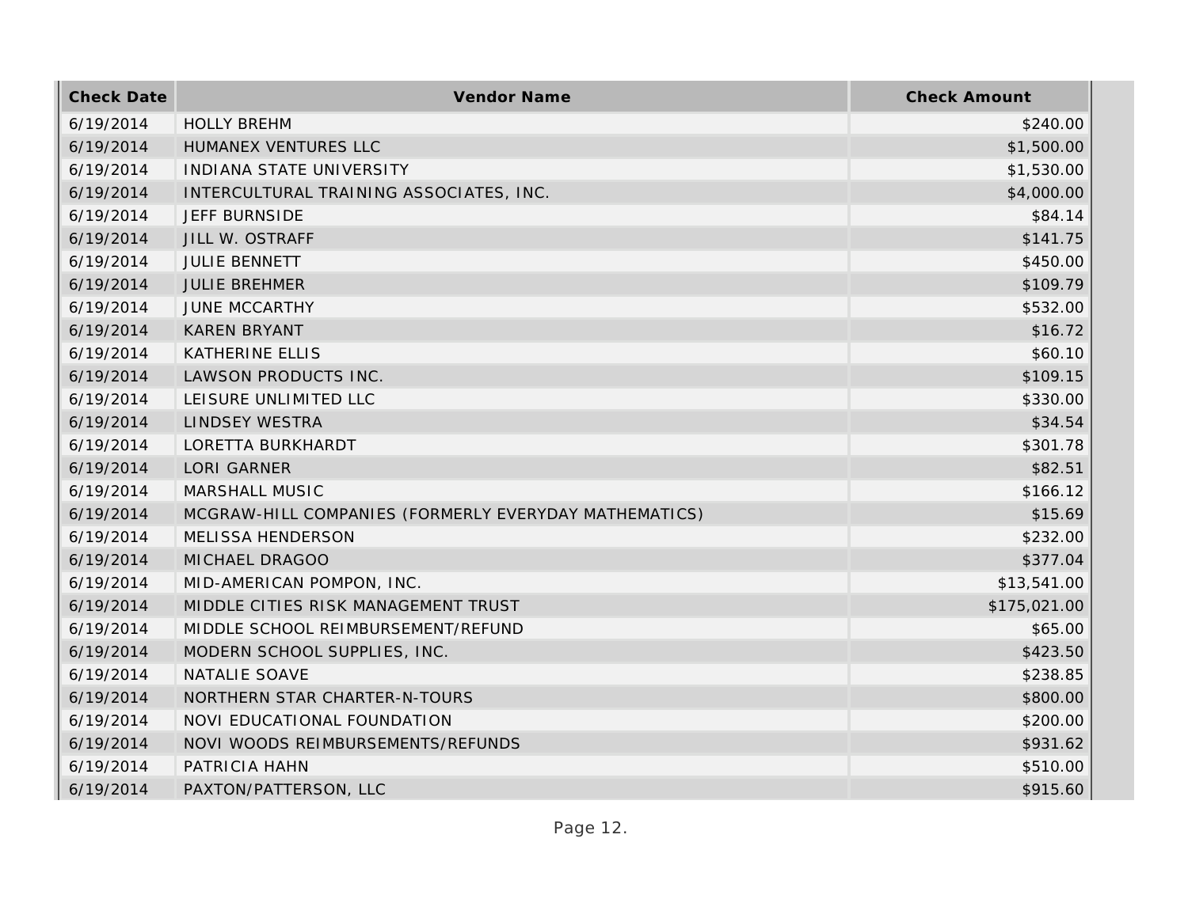| Check Date | Vendor Name | Check Amount |
|---|---|---|
| 6/19/2014 | HOLLY BREHM | $240.00 |
| 6/19/2014 | HUMANEX VENTURES LLC | $1,500.00 |
| 6/19/2014 | INDIANA STATE UNIVERSITY | $1,530.00 |
| 6/19/2014 | INTERCULTURAL TRAINING ASSOCIATES, INC. | $4,000.00 |
| 6/19/2014 | JEFF BURNSIDE | $84.14 |
| 6/19/2014 | JILL W. OSTRAFF | $141.75 |
| 6/19/2014 | JULIE BENNETT | $450.00 |
| 6/19/2014 | JULIE BREHMER | $109.79 |
| 6/19/2014 | JUNE MCCARTHY | $532.00 |
| 6/19/2014 | KAREN BRYANT | $16.72 |
| 6/19/2014 | KATHERINE ELLIS | $60.10 |
| 6/19/2014 | LAWSON PRODUCTS INC. | $109.15 |
| 6/19/2014 | LEISURE UNLIMITED LLC | $330.00 |
| 6/19/2014 | LINDSEY WESTRA | $34.54 |
| 6/19/2014 | LORETTA BURKHARDT | $301.78 |
| 6/19/2014 | LORI GARNER | $82.51 |
| 6/19/2014 | MARSHALL MUSIC | $166.12 |
| 6/19/2014 | MCGRAW-HILL COMPANIES (FORMERLY EVERYDAY MATHEMATICS) | $15.69 |
| 6/19/2014 | MELISSA HENDERSON | $232.00 |
| 6/19/2014 | MICHAEL DRAGOO | $377.04 |
| 6/19/2014 | MID-AMERICAN POMPON, INC. | $13,541.00 |
| 6/19/2014 | MIDDLE CITIES RISK MANAGEMENT TRUST | $175,021.00 |
| 6/19/2014 | MIDDLE SCHOOL REIMBURSEMENT/REFUND | $65.00 |
| 6/19/2014 | MODERN SCHOOL SUPPLIES, INC. | $423.50 |
| 6/19/2014 | NATALIE SOAVE | $238.85 |
| 6/19/2014 | NORTHERN STAR CHARTER-N-TOURS | $800.00 |
| 6/19/2014 | NOVI EDUCATIONAL FOUNDATION | $200.00 |
| 6/19/2014 | NOVI WOODS REIMBURSEMENTS/REFUNDS | $931.62 |
| 6/19/2014 | PATRICIA HAHN | $510.00 |
| 6/19/2014 | PAXTON/PATTERSON, LLC | $915.60 |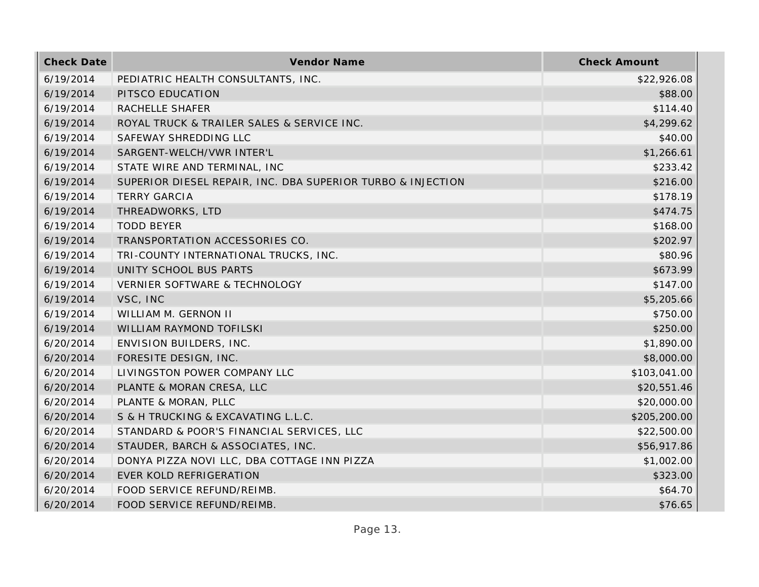| Check Date | Vendor Name | Check Amount |
| --- | --- | --- |
| 6/19/2014 | PEDIATRIC HEALTH CONSULTANTS, INC. | $22,926.08 |
| 6/19/2014 | PITSCO EDUCATION | $88.00 |
| 6/19/2014 | RACHELLE SHAFER | $114.40 |
| 6/19/2014 | ROYAL TRUCK & TRAILER SALES & SERVICE INC. | $4,299.62 |
| 6/19/2014 | SAFEWAY SHREDDING LLC | $40.00 |
| 6/19/2014 | SARGENT-WELCH/VWR INTER'L | $1,266.61 |
| 6/19/2014 | STATE WIRE AND TERMINAL, INC | $233.42 |
| 6/19/2014 | SUPERIOR DIESEL REPAIR, INC. DBA SUPERIOR TURBO & INJECTION | $216.00 |
| 6/19/2014 | TERRY GARCIA | $178.19 |
| 6/19/2014 | THREADWORKS, LTD | $474.75 |
| 6/19/2014 | TODD BEYER | $168.00 |
| 6/19/2014 | TRANSPORTATION ACCESSORIES CO. | $202.97 |
| 6/19/2014 | TRI-COUNTY INTERNATIONAL TRUCKS, INC. | $80.96 |
| 6/19/2014 | UNITY SCHOOL BUS PARTS | $673.99 |
| 6/19/2014 | VERNIER SOFTWARE & TECHNOLOGY | $147.00 |
| 6/19/2014 | VSC, INC | $5,205.66 |
| 6/19/2014 | WILLIAM M. GERNON II | $750.00 |
| 6/19/2014 | WILLIAM RAYMOND TOFILSKI | $250.00 |
| 6/20/2014 | ENVISION BUILDERS, INC. | $1,890.00 |
| 6/20/2014 | FORESITE DESIGN, INC. | $8,000.00 |
| 6/20/2014 | LIVINGSTON POWER COMPANY LLC | $103,041.00 |
| 6/20/2014 | PLANTE & MORAN CRESA, LLC | $20,551.46 |
| 6/20/2014 | PLANTE & MORAN, PLLC | $20,000.00 |
| 6/20/2014 | S & H TRUCKING & EXCAVATING L.L.C. | $205,200.00 |
| 6/20/2014 | STANDARD & POOR'S FINANCIAL SERVICES, LLC | $22,500.00 |
| 6/20/2014 | STAUDER, BARCH & ASSOCIATES, INC. | $56,917.86 |
| 6/20/2014 | DONYA PIZZA NOVI LLC, DBA COTTAGE INN PIZZA | $1,002.00 |
| 6/20/2014 | EVER KOLD REFRIGERATION | $323.00 |
| 6/20/2014 | FOOD SERVICE REFUND/REIMB. | $64.70 |
| 6/20/2014 | FOOD SERVICE REFUND/REIMB. | $76.65 |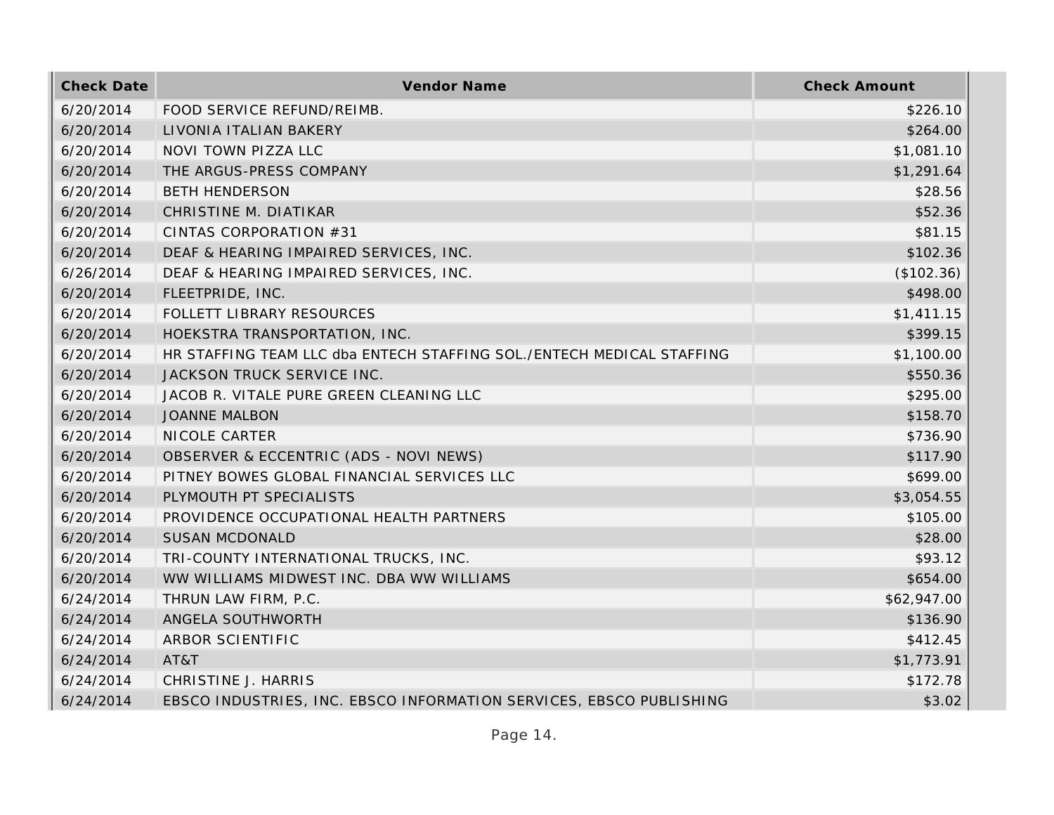| Check Date | Vendor Name | Check Amount |
|---|---|---|
| 6/20/2014 | FOOD SERVICE REFUND/REIMB. | $226.10 |
| 6/20/2014 | LIVONIA ITALIAN BAKERY | $264.00 |
| 6/20/2014 | NOVI TOWN PIZZA LLC | $1,081.10 |
| 6/20/2014 | THE ARGUS-PRESS COMPANY | $1,291.64 |
| 6/20/2014 | BETH HENDERSON | $28.56 |
| 6/20/2014 | CHRISTINE M. DIATIKAR | $52.36 |
| 6/20/2014 | CINTAS CORPORATION #31 | $81.15 |
| 6/20/2014 | DEAF & HEARING IMPAIRED SERVICES, INC. | $102.36 |
| 6/26/2014 | DEAF & HEARING IMPAIRED SERVICES, INC. | ($102.36) |
| 6/20/2014 | FLEETPRIDE, INC. | $498.00 |
| 6/20/2014 | FOLLETT LIBRARY RESOURCES | $1,411.15 |
| 6/20/2014 | HOEKSTRA TRANSPORTATION, INC. | $399.15 |
| 6/20/2014 | HR STAFFING TEAM LLC dba ENTECH STAFFING SOL./ENTECH MEDICAL STAFFING | $1,100.00 |
| 6/20/2014 | JACKSON TRUCK SERVICE INC. | $550.36 |
| 6/20/2014 | JACOB R. VITALE PURE GREEN CLEANING LLC | $295.00 |
| 6/20/2014 | JOANNE MALBON | $158.70 |
| 6/20/2014 | NICOLE CARTER | $736.90 |
| 6/20/2014 | OBSERVER & ECCENTRIC (ADS - NOVI NEWS) | $117.90 |
| 6/20/2014 | PITNEY BOWES GLOBAL FINANCIAL SERVICES LLC | $699.00 |
| 6/20/2014 | PLYMOUTH PT SPECIALISTS | $3,054.55 |
| 6/20/2014 | PROVIDENCE OCCUPATIONAL HEALTH PARTNERS | $105.00 |
| 6/20/2014 | SUSAN MCDONALD | $28.00 |
| 6/20/2014 | TRI-COUNTY INTERNATIONAL TRUCKS, INC. | $93.12 |
| 6/20/2014 | WW WILLIAMS MIDWEST INC. DBA WW WILLIAMS | $654.00 |
| 6/24/2014 | THRUN LAW FIRM, P.C. | $62,947.00 |
| 6/24/2014 | ANGELA SOUTHWORTH | $136.90 |
| 6/24/2014 | ARBOR SCIENTIFIC | $412.45 |
| 6/24/2014 | AT&T | $1,773.91 |
| 6/24/2014 | CHRISTINE J. HARRIS | $172.78 |
| 6/24/2014 | EBSCO INDUSTRIES, INC. EBSCO INFORMATION SERVICES, EBSCO PUBLISHING | $3.02 |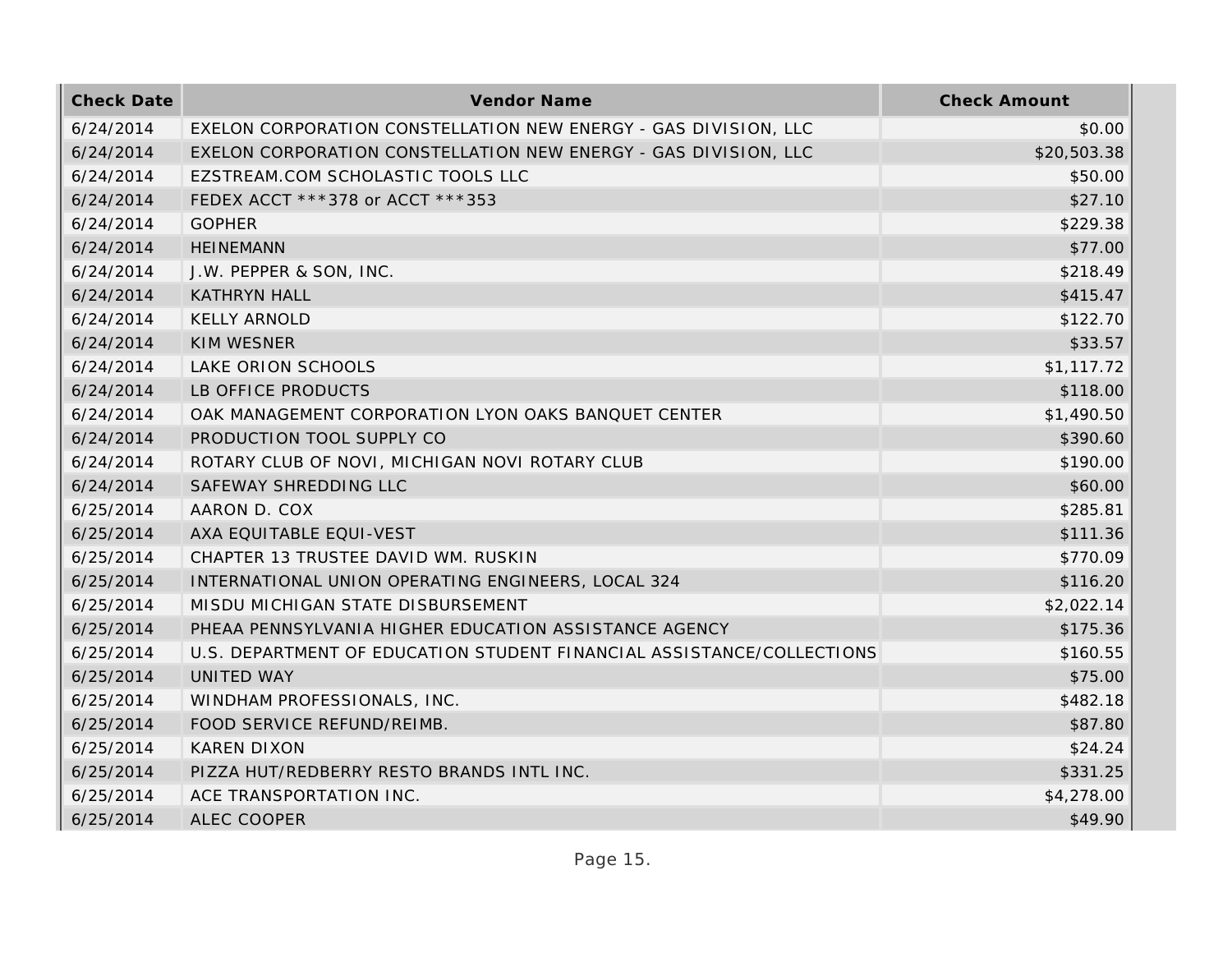| Check Date | Vendor Name | Check Amount |
| --- | --- | --- |
| 6/24/2014 | EXELON CORPORATION CONSTELLATION NEW ENERGY - GAS DIVISION, LLC | $0.00 |
| 6/24/2014 | EXELON CORPORATION CONSTELLATION NEW ENERGY - GAS DIVISION, LLC | $20,503.38 |
| 6/24/2014 | EZSTREAM.COM SCHOLASTIC TOOLS LLC | $50.00 |
| 6/24/2014 | FEDEX ACCT ***378 or ACCT ***353 | $27.10 |
| 6/24/2014 | GOPHER | $229.38 |
| 6/24/2014 | HEINEMANN | $77.00 |
| 6/24/2014 | J.W. PEPPER & SON, INC. | $218.49 |
| 6/24/2014 | KATHRYN HALL | $415.47 |
| 6/24/2014 | KELLY ARNOLD | $122.70 |
| 6/24/2014 | KIM WESNER | $33.57 |
| 6/24/2014 | LAKE ORION SCHOOLS | $1,117.72 |
| 6/24/2014 | LB OFFICE PRODUCTS | $118.00 |
| 6/24/2014 | OAK MANAGEMENT CORPORATION LYON OAKS BANQUET CENTER | $1,490.50 |
| 6/24/2014 | PRODUCTION TOOL SUPPLY CO | $390.60 |
| 6/24/2014 | ROTARY CLUB OF NOVI, MICHIGAN NOVI ROTARY CLUB | $190.00 |
| 6/24/2014 | SAFEWAY SHREDDING LLC | $60.00 |
| 6/25/2014 | AARON D. COX | $285.81 |
| 6/25/2014 | AXA EQUITABLE EQUI-VEST | $111.36 |
| 6/25/2014 | CHAPTER 13 TRUSTEE DAVID WM. RUSKIN | $770.09 |
| 6/25/2014 | INTERNATIONAL UNION OPERATING ENGINEERS, LOCAL 324 | $116.20 |
| 6/25/2014 | MISDU MICHIGAN STATE DISBURSEMENT | $2,022.14 |
| 6/25/2014 | PHEAA PENNSYLVANIA HIGHER EDUCATION ASSISTANCE AGENCY | $175.36 |
| 6/25/2014 | U.S. DEPARTMENT OF EDUCATION STUDENT FINANCIAL ASSISTANCE/COLLECTIONS | $160.55 |
| 6/25/2014 | UNITED WAY | $75.00 |
| 6/25/2014 | WINDHAM PROFESSIONALS, INC. | $482.18 |
| 6/25/2014 | FOOD SERVICE REFUND/REIMB. | $87.80 |
| 6/25/2014 | KAREN DIXON | $24.24 |
| 6/25/2014 | PIZZA HUT/REDBERRY RESTO BRANDS INTL INC. | $331.25 |
| 6/25/2014 | ACE TRANSPORTATION INC. | $4,278.00 |
| 6/25/2014 | ALEC COOPER | $49.90 |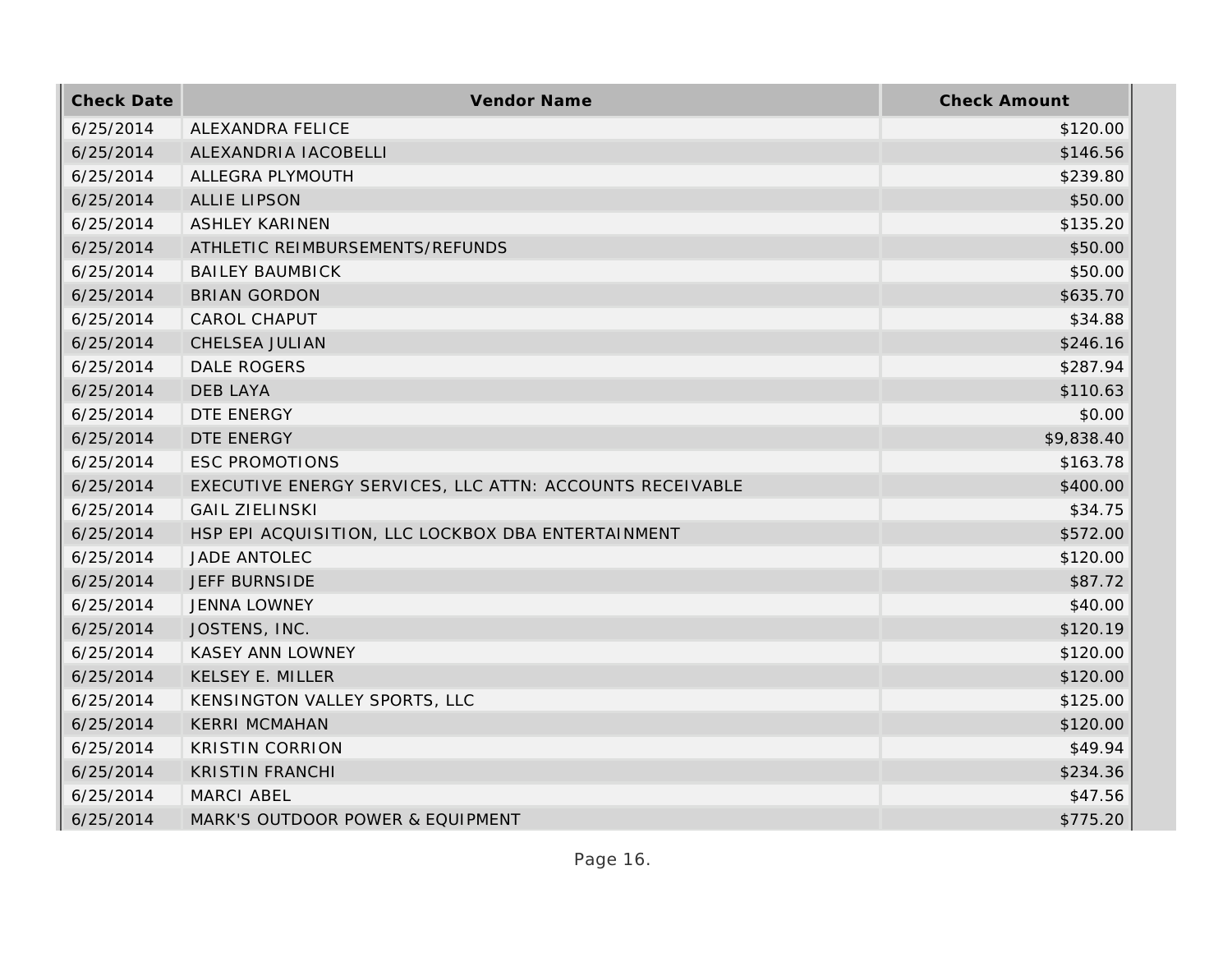| Check Date | Vendor Name | Check Amount |
|---|---|---|
| 6/25/2014 | ALEXANDRA FELICE | $120.00 |
| 6/25/2014 | ALEXANDRIA IACOBELLI | $146.56 |
| 6/25/2014 | ALLEGRA PLYMOUTH | $239.80 |
| 6/25/2014 | ALLIE LIPSON | $50.00 |
| 6/25/2014 | ASHLEY KARINEN | $135.20 |
| 6/25/2014 | ATHLETIC REIMBURSEMENTS/REFUNDS | $50.00 |
| 6/25/2014 | BAILEY BAUMBICK | $50.00 |
| 6/25/2014 | BRIAN GORDON | $635.70 |
| 6/25/2014 | CAROL CHAPUT | $34.88 |
| 6/25/2014 | CHELSEA JULIAN | $246.16 |
| 6/25/2014 | DALE ROGERS | $287.94 |
| 6/25/2014 | DEB LAYA | $110.63 |
| 6/25/2014 | DTE ENERGY | $0.00 |
| 6/25/2014 | DTE ENERGY | $9,838.40 |
| 6/25/2014 | ESC PROMOTIONS | $163.78 |
| 6/25/2014 | EXECUTIVE ENERGY SERVICES, LLC ATTN: ACCOUNTS RECEIVABLE | $400.00 |
| 6/25/2014 | GAIL ZIELINSKI | $34.75 |
| 6/25/2014 | HSP EPI ACQUISITION, LLC LOCKBOX DBA ENTERTAINMENT | $572.00 |
| 6/25/2014 | JADE ANTOLEC | $120.00 |
| 6/25/2014 | JEFF BURNSIDE | $87.72 |
| 6/25/2014 | JENNA LOWNEY | $40.00 |
| 6/25/2014 | JOSTENS, INC. | $120.19 |
| 6/25/2014 | KASEY ANN LOWNEY | $120.00 |
| 6/25/2014 | KELSEY E. MILLER | $120.00 |
| 6/25/2014 | KENSINGTON VALLEY SPORTS, LLC | $125.00 |
| 6/25/2014 | KERRI MCMAHAN | $120.00 |
| 6/25/2014 | KRISTIN CORRION | $49.94 |
| 6/25/2014 | KRISTIN FRANCHI | $234.36 |
| 6/25/2014 | MARCI ABEL | $47.56 |
| 6/25/2014 | MARK'S OUTDOOR POWER & EQUIPMENT | $775.20 |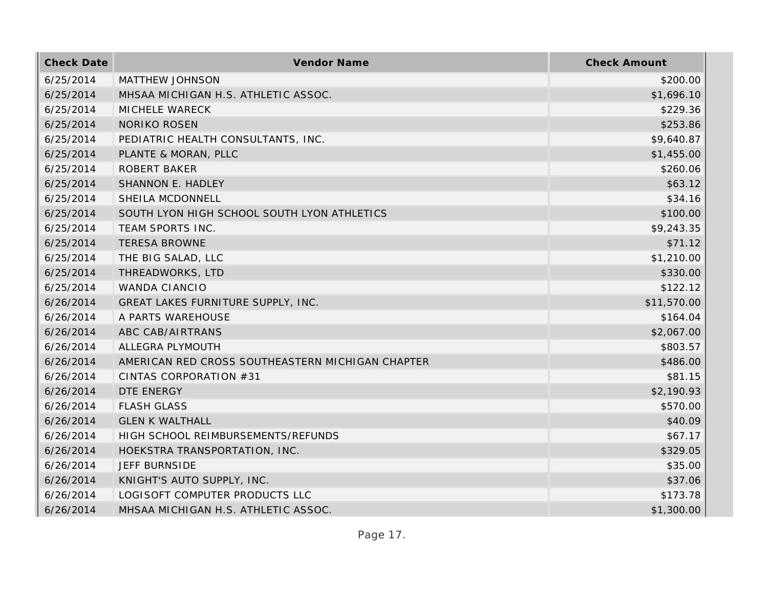| Check Date | Vendor Name | Check Amount |
|---|---|---|
| 6/25/2014 | MATTHEW JOHNSON | $200.00 |
| 6/25/2014 | MHSAA MICHIGAN H.S. ATHLETIC ASSOC. | $1,696.10 |
| 6/25/2014 | MICHELE WARECK | $229.36 |
| 6/25/2014 | NORIKO ROSEN | $253.86 |
| 6/25/2014 | PEDIATRIC HEALTH CONSULTANTS, INC. | $9,640.87 |
| 6/25/2014 | PLANTE & MORAN, PLLC | $1,455.00 |
| 6/25/2014 | ROBERT BAKER | $260.06 |
| 6/25/2014 | SHANNON E. HADLEY | $63.12 |
| 6/25/2014 | SHEILA MCDONNELL | $34.16 |
| 6/25/2014 | SOUTH LYON HIGH SCHOOL SOUTH LYON ATHLETICS | $100.00 |
| 6/25/2014 | TEAM SPORTS INC. | $9,243.35 |
| 6/25/2014 | TERESA BROWNE | $71.12 |
| 6/25/2014 | THE BIG SALAD, LLC | $1,210.00 |
| 6/25/2014 | THREADWORKS, LTD | $330.00 |
| 6/25/2014 | WANDA CIANCIO | $122.12 |
| 6/26/2014 | GREAT LAKES FURNITURE SUPPLY, INC. | $11,570.00 |
| 6/26/2014 | A PARTS WAREHOUSE | $164.04 |
| 6/26/2014 | ABC CAB/AIRTRANS | $2,067.00 |
| 6/26/2014 | ALLEGRA PLYMOUTH | $803.57 |
| 6/26/2014 | AMERICAN RED CROSS SOUTHEASTERN MICHIGAN CHAPTER | $486.00 |
| 6/26/2014 | CINTAS CORPORATION #31 | $81.15 |
| 6/26/2014 | DTE ENERGY | $2,190.93 |
| 6/26/2014 | FLASH GLASS | $570.00 |
| 6/26/2014 | GLEN K WALTHALL | $40.09 |
| 6/26/2014 | HIGH SCHOOL REIMBURSEMENTS/REFUNDS | $67.17 |
| 6/26/2014 | HOEKSTRA TRANSPORTATION, INC. | $329.05 |
| 6/26/2014 | JEFF BURNSIDE | $35.00 |
| 6/26/2014 | KNIGHT'S AUTO SUPPLY, INC. | $37.06 |
| 6/26/2014 | LOGISOFT COMPUTER PRODUCTS LLC | $173.78 |
| 6/26/2014 | MHSAA MICHIGAN H.S. ATHLETIC ASSOC. | $1,300.00 |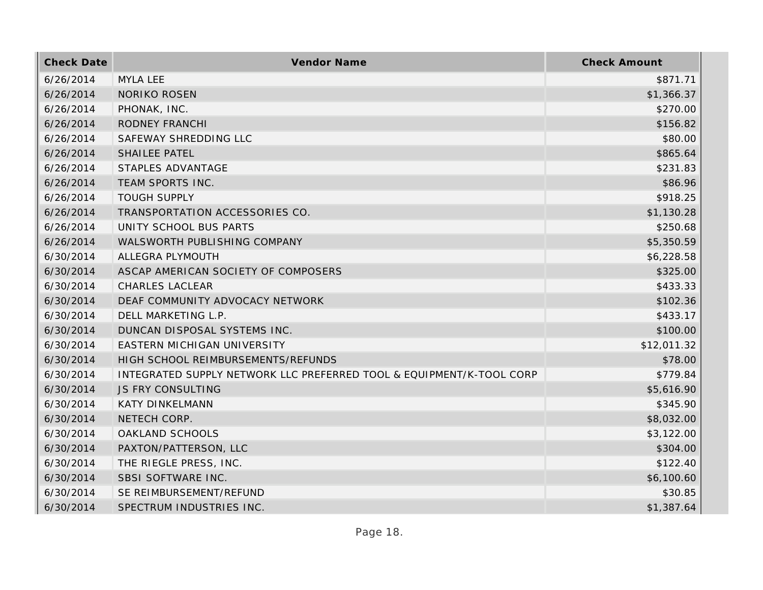| Check Date | Vendor Name | Check Amount |
| --- | --- | --- |
| 6/26/2014 | MYLA LEE | $871.71 |
| 6/26/2014 | NORIKO ROSEN | $1,366.37 |
| 6/26/2014 | PHONAK, INC. | $270.00 |
| 6/26/2014 | RODNEY FRANCHI | $156.82 |
| 6/26/2014 | SAFEWAY SHREDDING LLC | $80.00 |
| 6/26/2014 | SHAILEE PATEL | $865.64 |
| 6/26/2014 | STAPLES ADVANTAGE | $231.83 |
| 6/26/2014 | TEAM SPORTS INC. | $86.96 |
| 6/26/2014 | TOUGH SUPPLY | $918.25 |
| 6/26/2014 | TRANSPORTATION ACCESSORIES CO. | $1,130.28 |
| 6/26/2014 | UNITY SCHOOL BUS PARTS | $250.68 |
| 6/26/2014 | WALSWORTH PUBLISHING COMPANY | $5,350.59 |
| 6/30/2014 | ALLEGRA PLYMOUTH | $6,228.58 |
| 6/30/2014 | ASCAP AMERICAN SOCIETY OF COMPOSERS | $325.00 |
| 6/30/2014 | CHARLES LACLEAR | $433.33 |
| 6/30/2014 | DEAF COMMUNITY ADVOCACY NETWORK | $102.36 |
| 6/30/2014 | DELL MARKETING L.P. | $433.17 |
| 6/30/2014 | DUNCAN DISPOSAL SYSTEMS INC. | $100.00 |
| 6/30/2014 | EASTERN MICHIGAN UNIVERSITY | $12,011.32 |
| 6/30/2014 | HIGH SCHOOL REIMBURSEMENTS/REFUNDS | $78.00 |
| 6/30/2014 | INTEGRATED SUPPLY NETWORK LLC PREFERRED TOOL & EQUIPMENT/K-TOOL CORP | $779.84 |
| 6/30/2014 | JS FRY CONSULTING | $5,616.90 |
| 6/30/2014 | KATY DINKELMANN | $345.90 |
| 6/30/2014 | NETECH CORP. | $8,032.00 |
| 6/30/2014 | OAKLAND SCHOOLS | $3,122.00 |
| 6/30/2014 | PAXTON/PATTERSON, LLC | $304.00 |
| 6/30/2014 | THE RIEGLE PRESS, INC. | $122.40 |
| 6/30/2014 | SBSI SOFTWARE INC. | $6,100.60 |
| 6/30/2014 | SE REIMBURSEMENT/REFUND | $30.85 |
| 6/30/2014 | SPECTRUM INDUSTRIES INC. | $1,387.64 |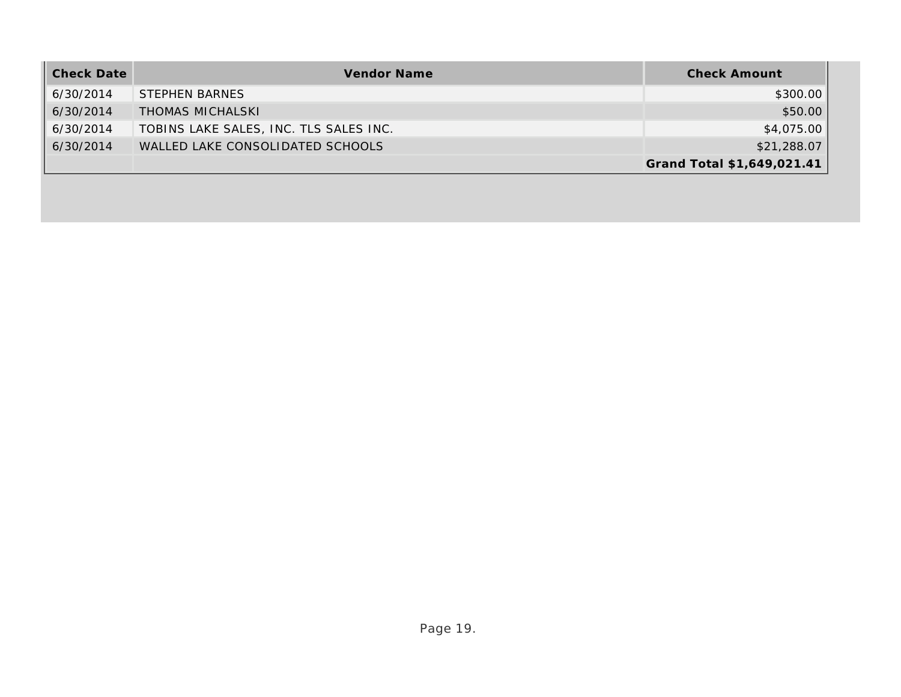| Check Date | Vendor Name | Check Amount |
|---|---|---|
| 6/30/2014 | STEPHEN BARNES | $300.00 |
| 6/30/2014 | THOMAS MICHALSKI | $50.00 |
| 6/30/2014 | TOBINS LAKE SALES, INC. TLS SALES INC. | $4,075.00 |
| 6/30/2014 | WALLED LAKE CONSOLIDATED SCHOOLS | $21,288.07 |
| | | **Grand Total $1,649,021.41** |